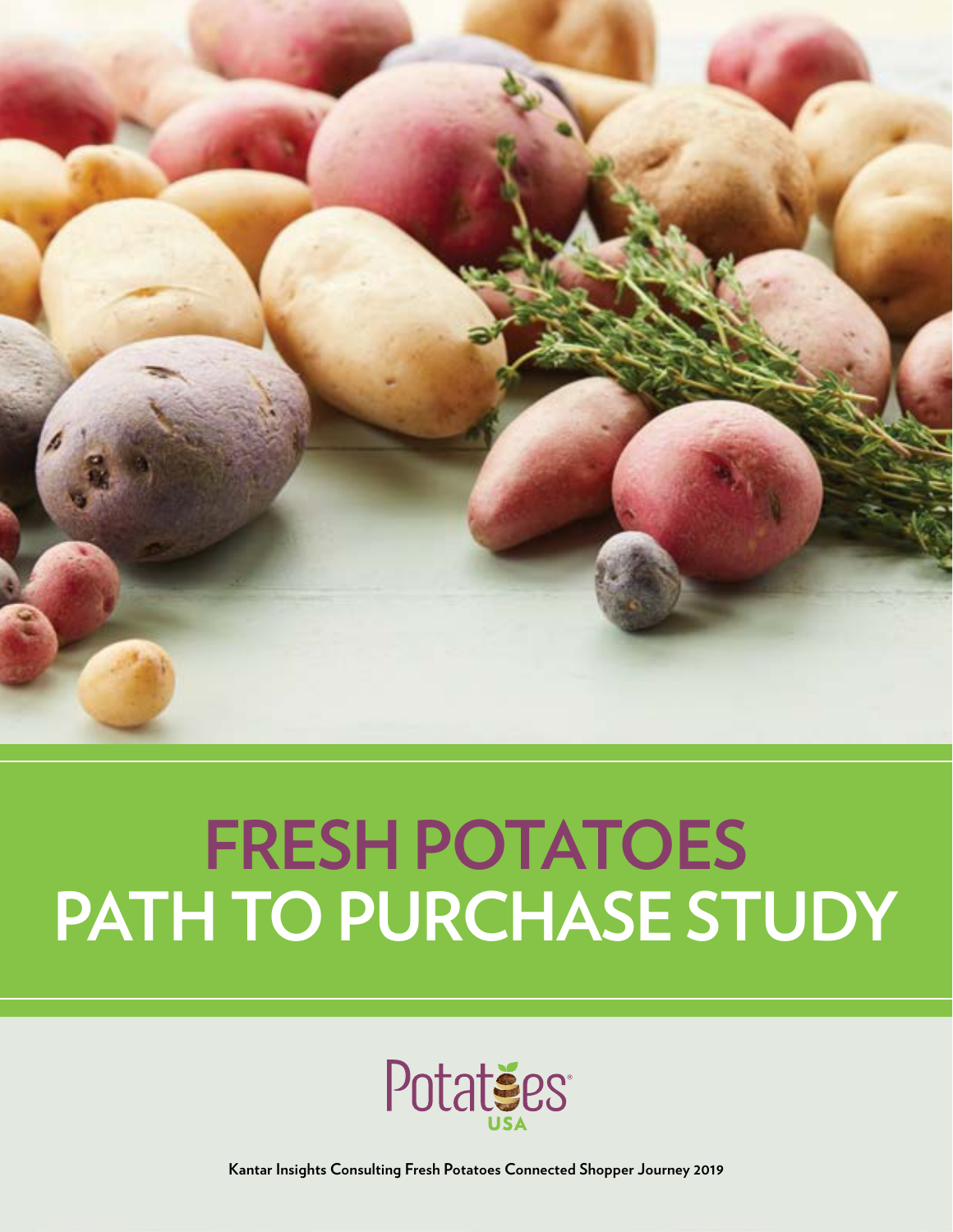# FRESH POTATOES
# PATH TO PURCHASE STUDY

Potatoes USA

**Kantar Insights Consulting Fresh Potatoes Connected Shopper Journey 2019**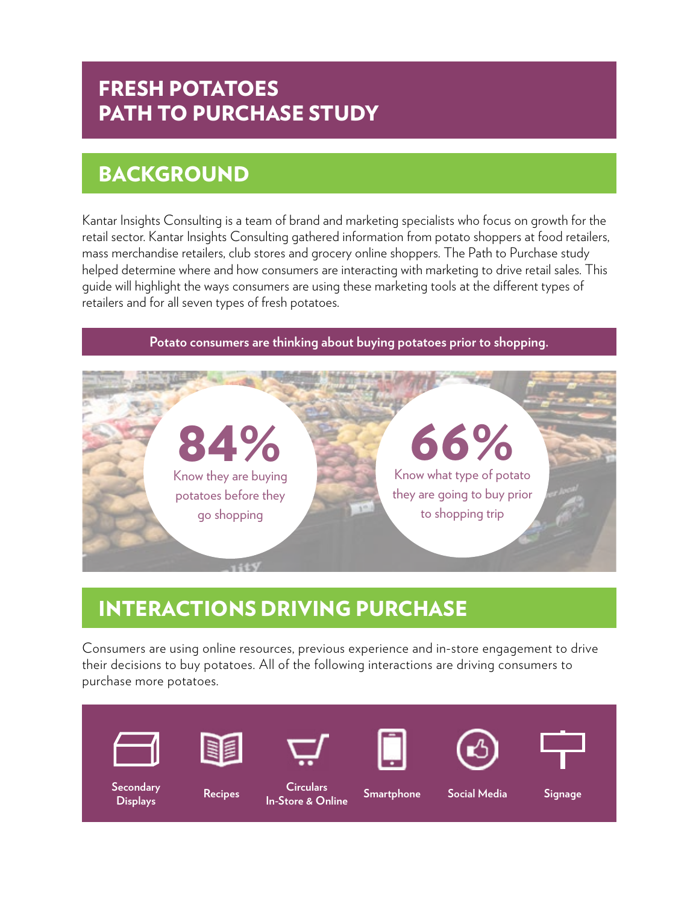# FRESH POTATOES PATH TO PURCHASE STUDY

## BACKGROUND

Kantar Insights Consulting is a team of brand and marketing specialists who focus on growth for the retail sector. Kantar Insights Consulting gathered information from potato shoppers at food retailers, mass merchandise retailers, club stores and grocery online shoppers. The Path to Purchase study helped determine where and how consumers are interacting with marketing to drive retail sales. This guide will highlight the ways consumers are using these marketing tools at the different types of retailers and for all seven types of fresh potatoes.

**Potato consumers are thinking about buying potatoes prior to shopping.**

**84%** Know they are buying potatoes before they go shopping

**66%** Know what type of potato they are going to buy prior to shopping trip

## INTERACTIONS DRIVING PURCHASE

Consumers are using online resources, previous experience and in-store engagement to drive their decisions to buy potatoes. All of the following interactions are driving consumers to purchase more potatoes.

- Secondary Displays
- Recipes
- Circulars In-Store & Online
- Smartphone
- Social Media
- Signage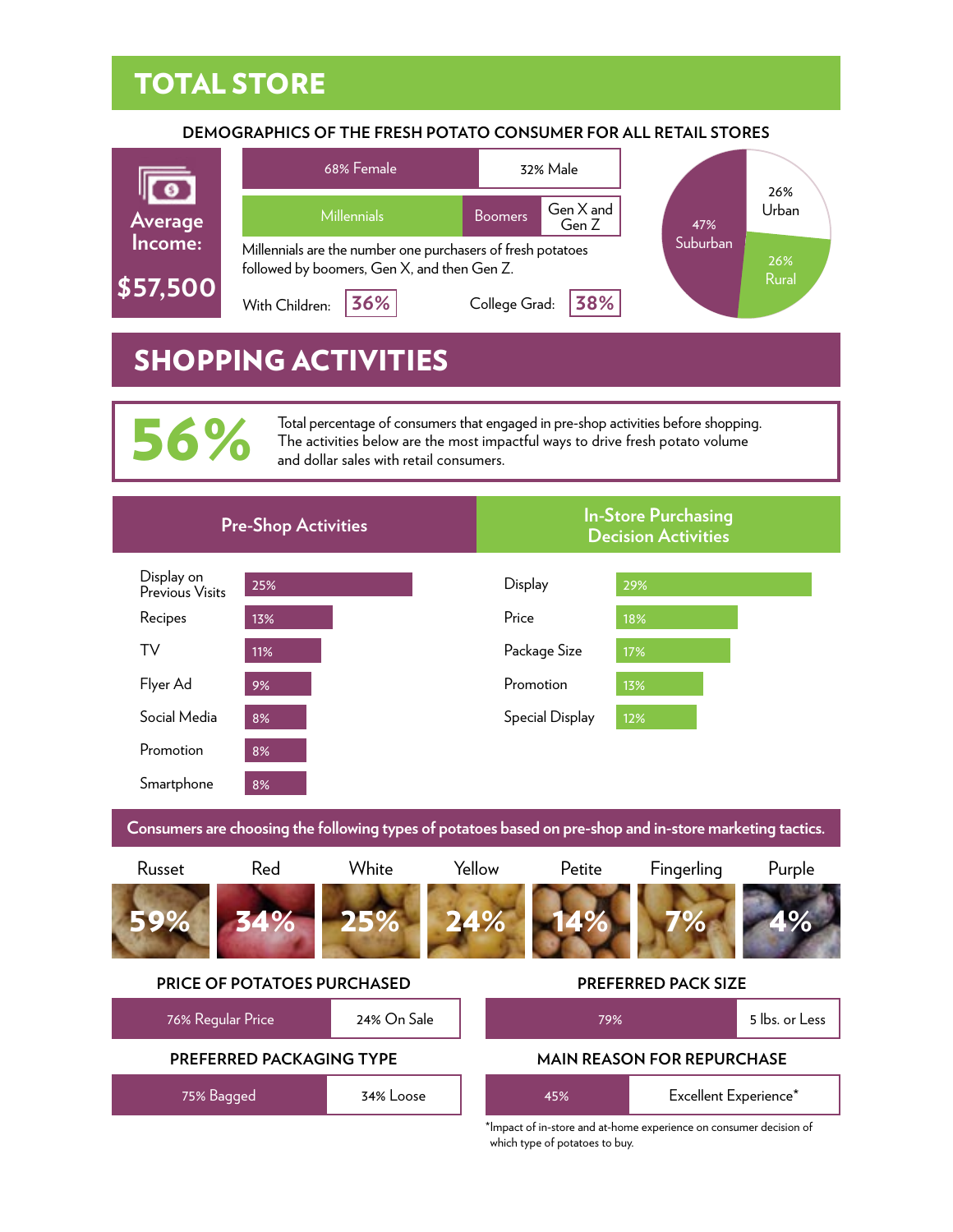# TOTAL STORE

## DEMOGRAPHICS OF THE FRESH POTATO CONSUMER FOR ALL RETAIL STORES

**Average Income:** **$57,500**

| 68% Female | 32% Male |
|---|---|

| Millennials | Boomers | Gen X and Gen Z |
|---|---|---|

Millennials are the number one purchasers of fresh potatoes followed by boomers, Gen X, and then Gen Z.

With Children: **36%**

College Grad: **38%**

| Location | Share |
|---|---|
| Urban | 26% |
| Rural | 26% |
| Suburban | 47% |

# SHOPPING ACTIVITIES

**56%** Total percentage of consumers that engaged in pre-shop activities before shopping. The activities below are the most impactful ways to drive fresh potato volume and dollar sales with retail consumers.

| Pre-Shop Activities | | In-Store Purchasing Decision Activities | |
|---|---|---|---|
| Display on Previous Visits | 25% | Display | 29% |
| Recipes | 13% | Price | 18% |
| TV | 11% | Package Size | 17% |
| Flyer Ad | 9% | Promotion | 13% |
| Social Media | 8% | Special Display | 12% |
| Promotion | 8% | | |
| Smartphone | 8% | | |

**Consumers are choosing the following types of potatoes based on pre-shop and in-store marketing tactics.**

| Russet | Red | White | Yellow | Petite | Fingerling | Purple |
|---|---|---|---|---|---|---|
| 59% | 34% | 25% | 24% | 14% | 7% | 4% |

### PRICE OF POTATOES PURCHASED

| 76% Regular Price | 24% On Sale |
|---|---|

### PREFERRED PACK SIZE

| 79% | 5 lbs. or Less |
|---|---|

### PREFERRED PACKAGING TYPE

| 75% Bagged | 34% Loose |
|---|---|

### MAIN REASON FOR REPURCHASE

| 45% | Excellent Experience* |
|---|---|

*Impact of in-store and at-home experience on consumer decision of which type of potatoes to buy.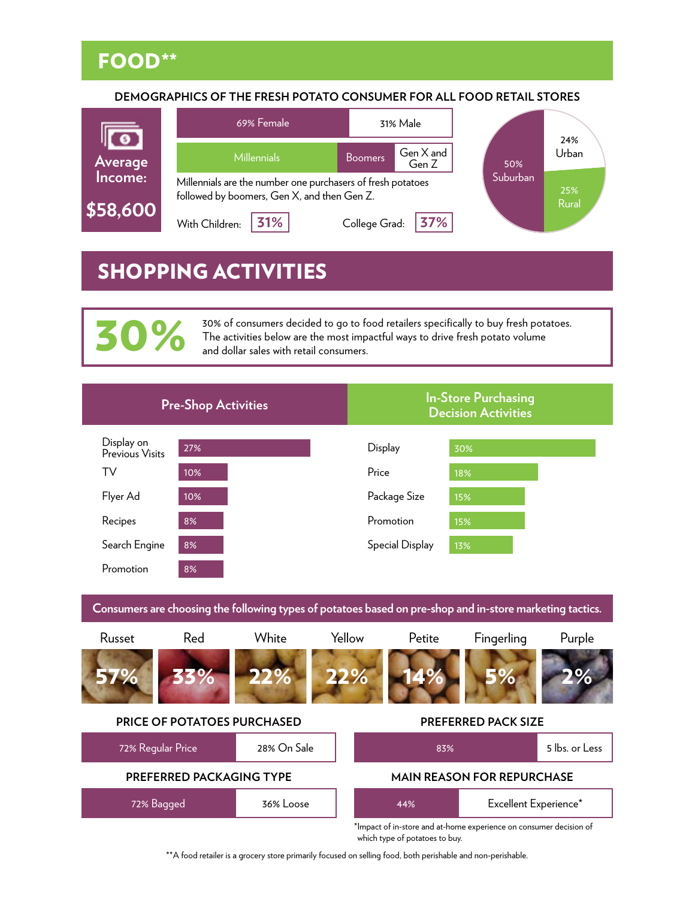# FOOD**

## DEMOGRAPHICS OF THE FRESH POTATO CONSUMER FOR ALL FOOD RETAIL STORES

**Average Income: $58,600**

69% Female | 31% Male

Millennials | Boomers | Gen X and Gen Z

Millennials are the number one purchasers of fresh potatoes followed by boomers, Gen X, and then Gen Z.

With Children: **31%**

College Grad: **37%**

50% Suburban
24% Urban
25% Rural

# SHOPPING ACTIVITIES

**30%**

30% of consumers decided to go to food retailers specifically to buy fresh potatoes. The activities below are the most impactful ways to drive fresh potato volume and dollar sales with retail consumers.

| Pre-Shop Activities | | In-Store Purchasing Decision Activities | |
|---|---|---|---|
| Display on Previous Visits | 27% | Display | 30% |
| TV | 10% | Price | 18% |
| Flyer Ad | 10% | Package Size | 15% |
| Recipes | 8% | Promotion | 15% |
| Search Engine | 8% | Special Display | 13% |
| Promotion | 8% | | |

**Consumers are choosing the following types of potatoes based on pre-shop and in-store marketing tactics.**

| Russet | Red | White | Yellow | Petite | Fingerling | Purple |
|---|---|---|---|---|---|---|
| 57% | 33% | 22% | 22% | 14% | 5% | 2% |

### PRICE OF POTATOES PURCHASED

72% Regular Price | 28% On Sale

### PREFERRED PACK SIZE

83% | 5 lbs. or Less

### PREFERRED PACKAGING TYPE

72% Bagged | 36% Loose

### MAIN REASON FOR REPURCHASE

44% | Excellent Experience*

*Impact of in-store and at-home experience on consumer decision of which type of potatoes to buy.

**A food retailer is a grocery store primarily focused on selling food, both perishable and non-perishable.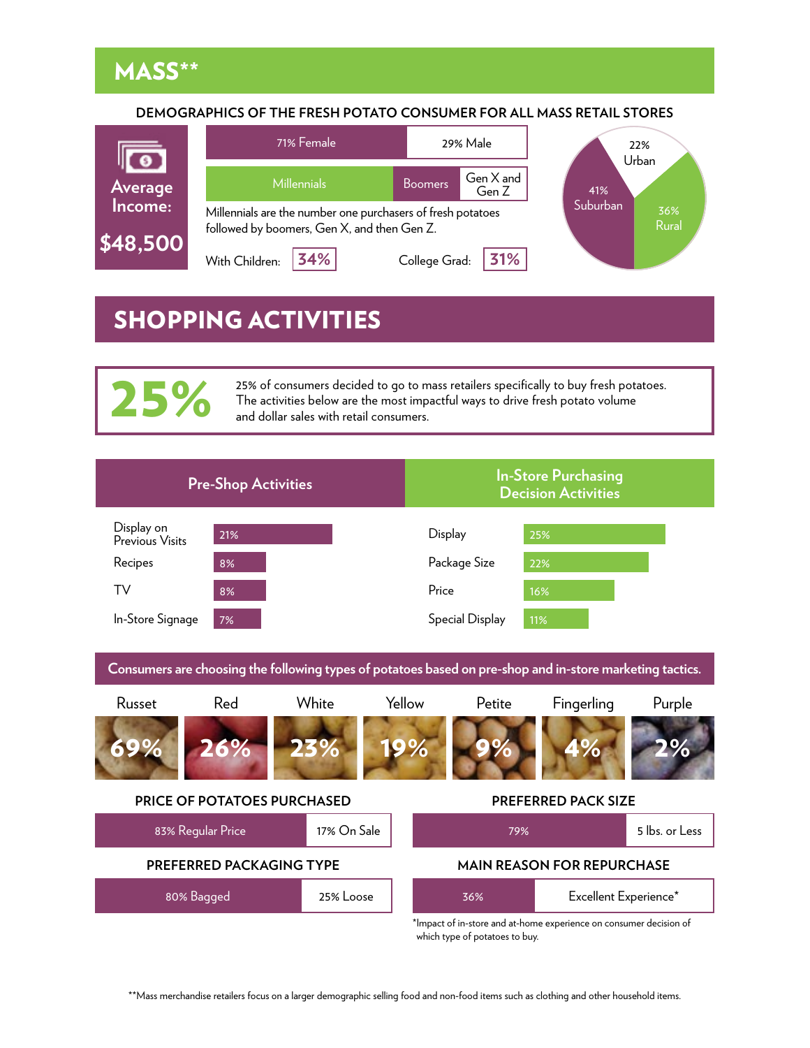## MASS**

### DEMOGRAPHICS OF THE FRESH POTATO CONSUMER FOR ALL MASS RETAIL STORES

**Average Income: $48,500**

71% Female | 29% Male

Millennials | Boomers | Gen X and Gen Z

Millennials are the number one purchasers of fresh potatoes followed by boomers, Gen X, and then Gen Z.

With Children: **34%**

College Grad: **31%**

22% Urban

41% Suburban

36% Rural

## SHOPPING ACTIVITIES

**25%**

25% of consumers decided to go to mass retailers specifically to buy fresh potatoes. The activities below are the most impactful ways to drive fresh potato volume and dollar sales with retail consumers.

| Pre-Shop Activities | | In-Store Purchasing Decision Activities | |
|---|---|---|---|
| Display on Previous Visits | 21% | Display | 25% |
| Recipes | 8% | Package Size | 22% |
| TV | 8% | Price | 16% |
| In-Store Signage | 7% | Special Display | 11% |

**Consumers are choosing the following types of potatoes based on pre-shop and in-store marketing tactics.**

| Russet | Red | White | Yellow | Petite | Fingerling | Purple |
|---|---|---|---|---|---|---|
| 69% | 26% | 23% | 19% | 9% | 4% | 2% |

### PRICE OF POTATOES PURCHASED

83% Regular Price | 17% On Sale

### PREFERRED PACK SIZE

79% | 5 lbs. or Less

### PREFERRED PACKAGING TYPE

80% Bagged | 25% Loose

### MAIN REASON FOR REPURCHASE

36% | Excellent Experience*

*Impact of in-store and at-home experience on consumer decision of which type of potatoes to buy.

**Mass merchandise retailers focus on a larger demographic selling food and non-food items such as clothing and other household items.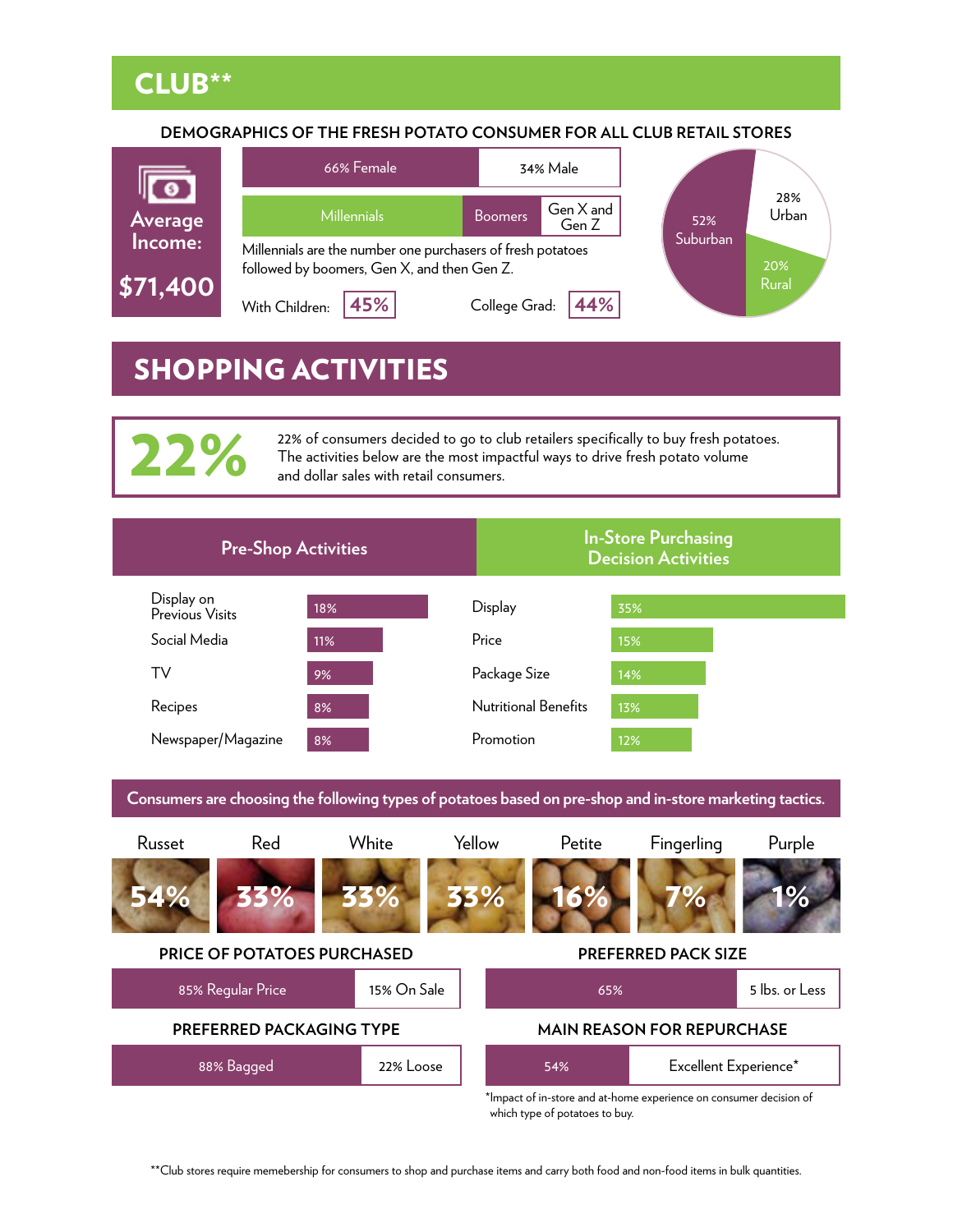# CLUB**

## DEMOGRAPHICS OF THE FRESH POTATO CONSUMER FOR ALL CLUB RETAIL STORES

**Average Income: $71,400**

66% Female | 34% Male

Millennials | Boomers | Gen X and Gen Z

Millennials are the number one purchasers of fresh potatoes followed by boomers, Gen X, and then Gen Z.

With Children: **45%**

College Grad: **44%**

52% Suburban
28% Urban
20% Rural

# SHOPPING ACTIVITIES

**22%** 22% of consumers decided to go to club retailers specifically to buy fresh potatoes. The activities below are the most impactful ways to drive fresh potato volume and dollar sales with retail consumers.

| Pre-Shop Activities | | In-Store Purchasing Decision Activities | |
|---|---|---|---|
| Display on Previous Visits | 18% | Display | 35% |
| Social Media | 11% | Price | 15% |
| TV | 9% | Package Size | 14% |
| Recipes | 8% | Nutritional Benefits | 13% |
| Newspaper/Magazine | 8% | Promotion | 12% |

**Consumers are choosing the following types of potatoes based on pre-shop and in-store marketing tactics.**

| Russet | Red | White | Yellow | Petite | Fingerling | Purple |
|---|---|---|---|---|---|---|
| 54% | 33% | 33% | 33% | 16% | 7% | 1% |

### PRICE OF POTATOES PURCHASED

85% Regular Price | 15% On Sale

### PREFERRED PACK SIZE

65% | 5 lbs. or Less

### PREFERRED PACKAGING TYPE

88% Bagged | 22% Loose

### MAIN REASON FOR REPURCHASE

54% | Excellent Experience*

*Impact of in-store and at-home experience on consumer decision of which type of potatoes to buy.

**Club stores require memebership for consumers to shop and purchase items and carry both food and non-food items in bulk quantities.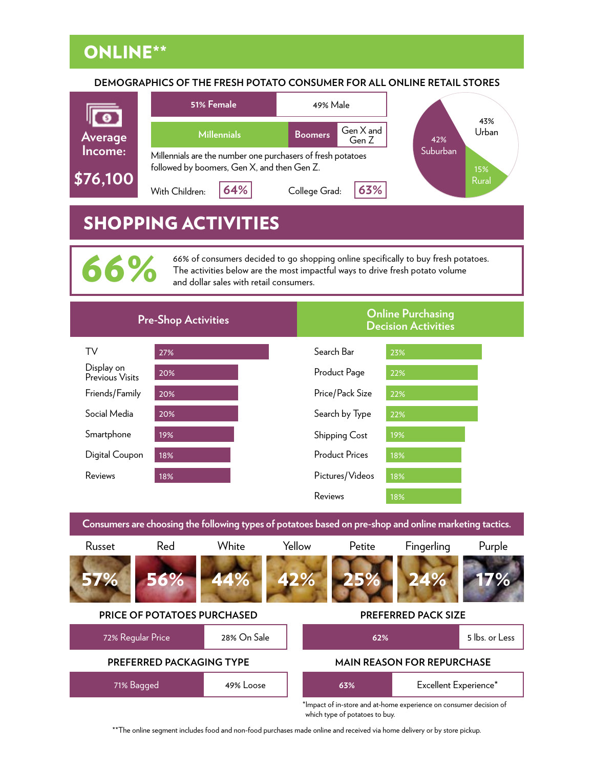# ONLINE**

## DEMOGRAPHICS OF THE FRESH POTATO CONSUMER FOR ALL ONLINE RETAIL STORES

**Average Income:** **$76,100**

51% Female | 49% Male

Millennials | Boomers | Gen X and Gen Z

Millennials are the number one purchasers of fresh potatoes followed by boomers, Gen X, and then Gen Z.

With Children: **64%**

College Grad: **63%**

43% Urban

42% Suburban

15% Rural

# SHOPPING ACTIVITIES

**66%**

66% of consumers decided to go shopping online specifically to buy fresh potatoes. The activities below are the most impactful ways to drive fresh potato volume and dollar sales with retail consumers.

| Pre-Shop Activities | |
|---|---|
| TV | 27% |
| Display on Previous Visits | 20% |
| Friends/Family | 20% |
| Social Media | 20% |
| Smartphone | 19% |
| Digital Coupon | 18% |
| Reviews | 18% |

| Online Purchasing Decision Activities | |
|---|---|
| Search Bar | 23% |
| Product Page | 22% |
| Price/Pack Size | 22% |
| Search by Type | 22% |
| Shipping Cost | 19% |
| Product Prices | 18% |
| Pictures/Videos | 18% |
| Reviews | 18% |

**Consumers are choosing the following types of potatoes based on pre-shop and online marketing tactics.**

| Russet | Red | White | Yellow | Petite | Fingerling | Purple |
|---|---|---|---|---|---|---|
| 57% | 56% | 44% | 42% | 25% | 24% | 17% |

### PRICE OF POTATOES PURCHASED

72% Regular Price | 28% On Sale

### PREFERRED PACK SIZE

62% | 5 lbs. or Less

### PREFERRED PACKAGING TYPE

71% Bagged | 49% Loose

### MAIN REASON FOR REPURCHASE

63% | Excellent Experience*

*Impact of in-store and at-home experience on consumer decision of which type of potatoes to buy.

**The online segment includes food and non-food purchases made online and received via home delivery or by store pickup.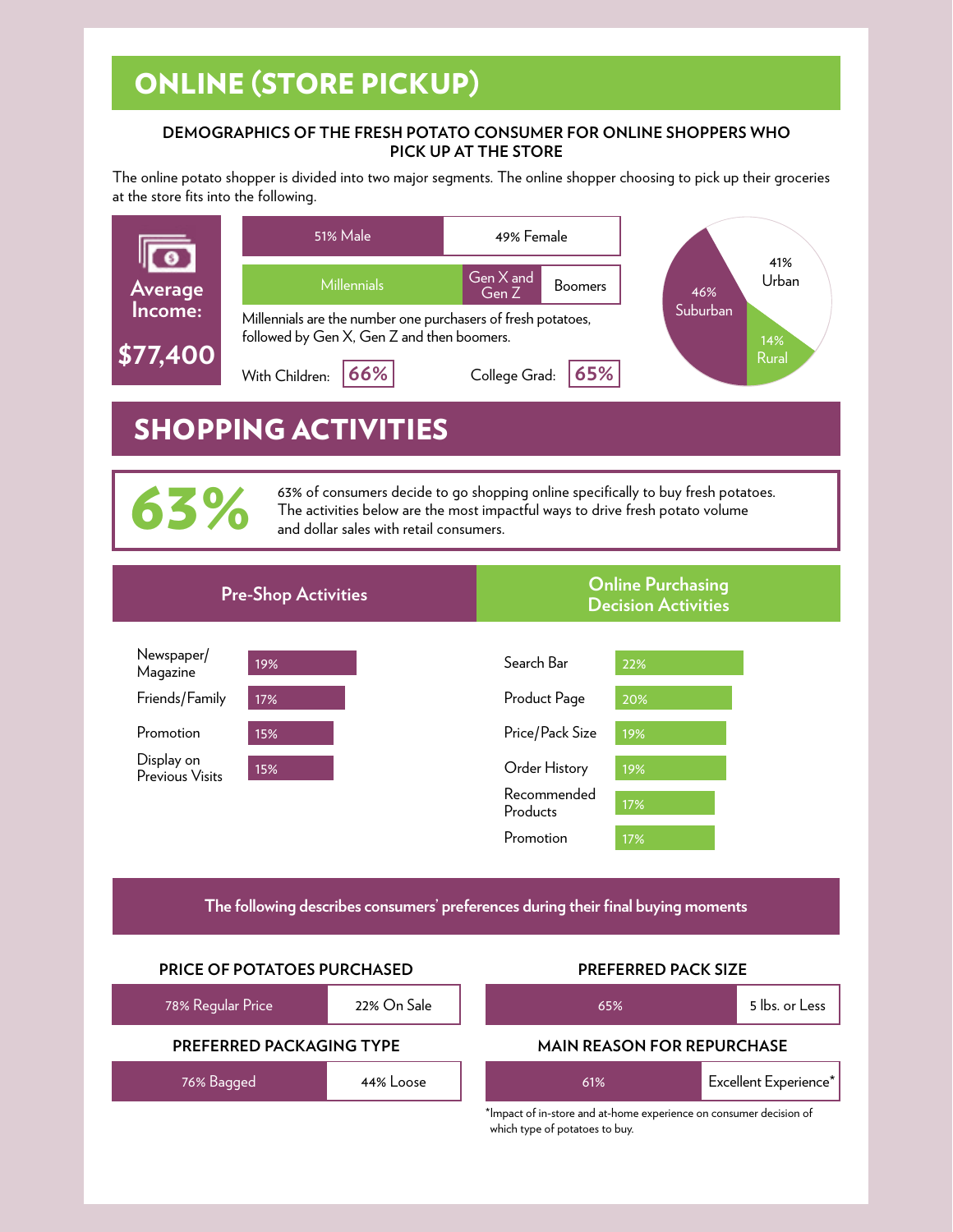# ONLINE (STORE PICKUP)

### DEMOGRAPHICS OF THE FRESH POTATO CONSUMER FOR ONLINE SHOPPERS WHO PICK UP AT THE STORE

The online potato shopper is divided into two major segments. The online shopper choosing to pick up their groceries at the store fits into the following.

**Average Income: $77,400**

| 51% Male | 49% Female |
|---|---|

| Millennials | Gen X and Gen Z | Boomers |
|---|---|---|

Millennials are the number one purchasers of fresh potatoes, followed by Gen X, Gen Z and then boomers.

With Children: **66%**

College Grad: **65%**

- 41% Urban
- 46% Suburban
- 14% Rural

# SHOPPING ACTIVITIES

**63%**

63% of consumers decide to go shopping online specifically to buy fresh potatoes. The activities below are the most impactful ways to drive fresh potato volume and dollar sales with retail consumers.

### Pre-Shop Activities

| Activity | % |
|---|---|
| Newspaper/ Magazine | 19% |
| Friends/Family | 17% |
| Promotion | 15% |
| Display on Previous Visits | 15% |

### Online Purchasing Decision Activities

| Activity | % |
|---|---|
| Search Bar | 22% |
| Product Page | 20% |
| Price/Pack Size | 19% |
| Order History | 19% |
| Recommended Products | 17% |
| Promotion | 17% |

**The following describes consumers' preferences during their final buying moments**

**PRICE OF POTATOES PURCHASED**

| 78% Regular Price | 22% On Sale |
|---|---|

**PREFERRED PACK SIZE**

| 65% | 5 lbs. or Less |
|---|---|

**PREFERRED PACKAGING TYPE**

| 76% Bagged | 44% Loose |
|---|---|

**MAIN REASON FOR REPURCHASE**

| 61% | Excellent Experience* |
|---|---|

*Impact of in-store and at-home experience on consumer decision of which type of potatoes to buy.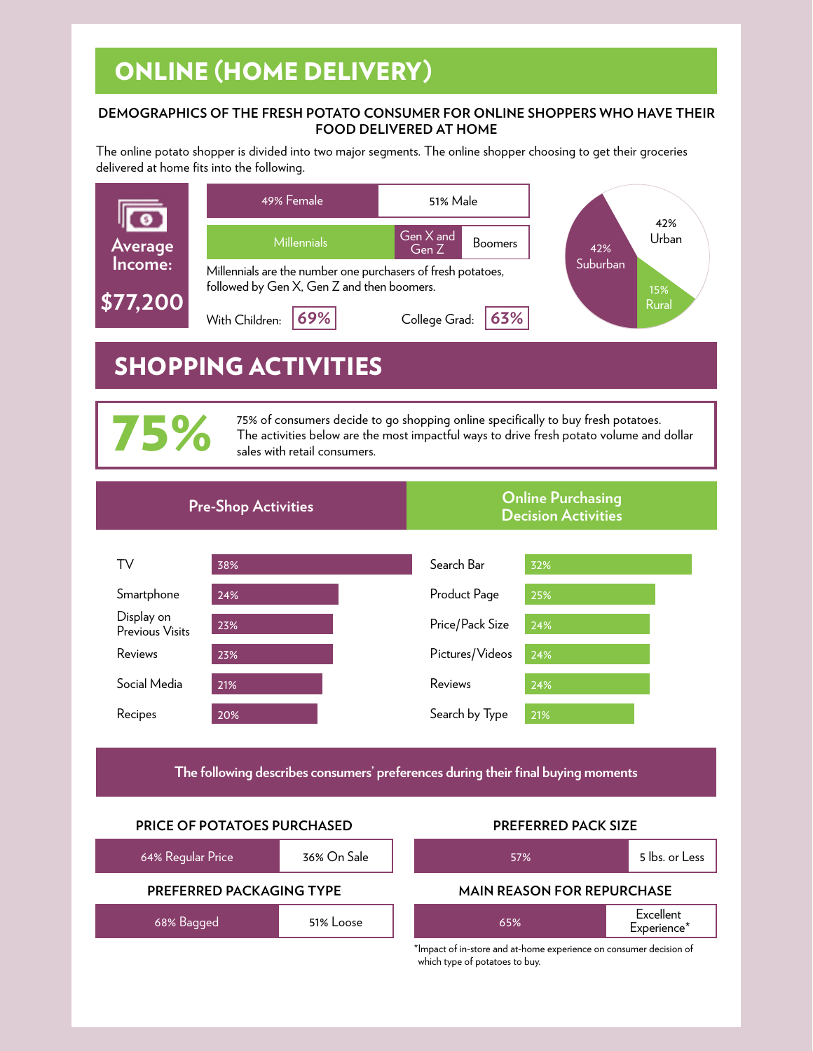# ONLINE (HOME DELIVERY)

### DEMOGRAPHICS OF THE FRESH POTATO CONSUMER FOR ONLINE SHOPPERS WHO HAVE THEIR FOOD DELIVERED AT HOME

The online potato shopper is divided into two major segments. The online shopper choosing to get their groceries delivered at home fits into the following.

**Average Income: $77,200**

| 49% Female | 51% Male |
|---|---|

| Millennials | Gen X and Gen Z | Boomers |
|---|---|---|

Millennials are the number one purchasers of fresh potatoes, followed by Gen X, Gen Z and then boomers.

With Children: **69%**

College Grad: **63%**

| Location | Share |
|---|---|
| Urban | 42% |
| Suburban | 42% |
| Rural | 15% |

# SHOPPING ACTIVITIES

**75%**

75% of consumers decide to go shopping online specifically to buy fresh potatoes. The activities below are the most impactful ways to drive fresh potato volume and dollar sales with retail consumers.

| Pre-Shop Activities | | Online Purchasing Decision Activities | |
|---|---|---|---|
| TV | 38% | Search Bar | 32% |
| Smartphone | 24% | Product Page | 25% |
| Display on Previous Visits | 23% | Price/Pack Size | 24% |
| Reviews | 23% | Pictures/Videos | 24% |
| Social Media | 21% | Reviews | 24% |
| Recipes | 20% | Search by Type | 21% |

**The following describes consumers' preferences during their final buying moments**

**PRICE OF POTATOES PURCHASED**

| 64% Regular Price | 36% On Sale |
|---|---|

**PREFERRED PACK SIZE**

| 57% | 5 lbs. or Less |
|---|---|

**PREFERRED PACKAGING TYPE**

| 68% Bagged | 51% Loose |
|---|---|

**MAIN REASON FOR REPURCHASE**

| 65% | Excellent Experience* |
|---|---|

*Impact of in-store and at-home experience on consumer decision of which type of potatoes to buy.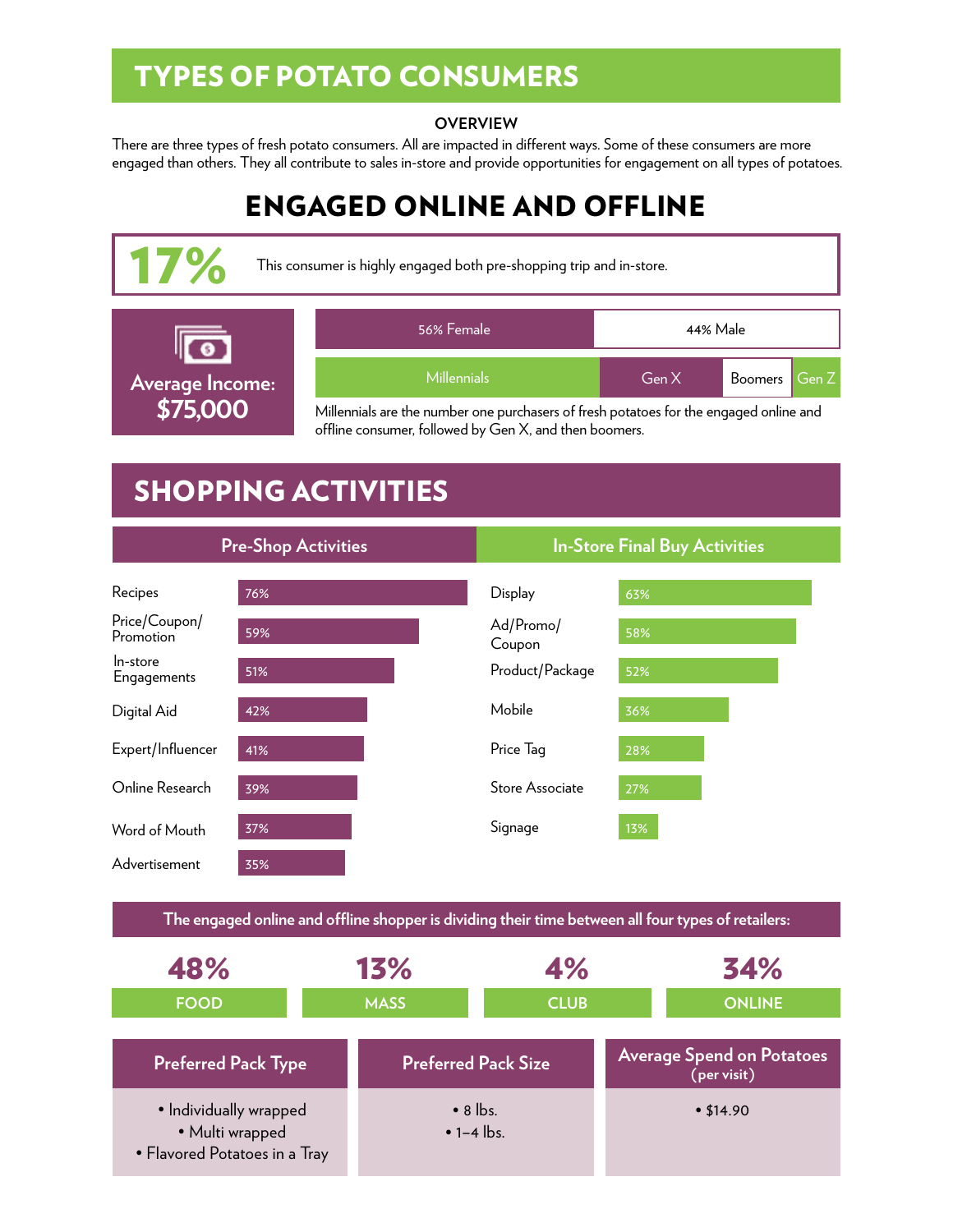# TYPES OF POTATO CONSUMERS

**OVERVIEW**

There are three types of fresh potato consumers. All are impacted in different ways. Some of these consumers are more engaged than others. They all contribute to sales in-store and provide opportunities for engagement on all types of potatoes.

## ENGAGED ONLINE AND OFFLINE

**17%** This consumer is highly engaged both pre-shopping trip and in-store.

**Average Income: $75,000**

56% Female | 44% Male

Millennials | Gen X | Boomers | Gen Z

Millennials are the number one purchasers of fresh potatoes for the engaged online and offline consumer, followed by Gen X, and then boomers.

## SHOPPING ACTIVITIES

| Pre-Shop Activities | | In-Store Final Buy Activities | |
|---|---|---|---|
| Recipes | 76% | Display | 63% |
| Price/Coupon/ Promotion | 59% | Ad/Promo/ Coupon | 58% |
| In-store Engagements | 51% | Product/Package | 52% |
| Digital Aid | 42% | Mobile | 36% |
| Expert/Influencer | 41% | Price Tag | 28% |
| Online Research | 39% | Store Associate | 27% |
| Word of Mouth | 37% | Signage | 13% |
| Advertisement | 35% | | |

**The engaged online and offline shopper is dividing their time between all four types of retailers:**

| FOOD | MASS | CLUB | ONLINE |
|---|---|---|---|
| 48% | 13% | 4% | 34% |

| Preferred Pack Type | Preferred Pack Size | Average Spend on Potatoes (per visit) |
|---|---|---|
| • Individually wrapped<br>• Multi wrapped<br>• Flavored Potatoes in a Tray | • 8 lbs.<br>• 1–4 lbs. | • $14.90 |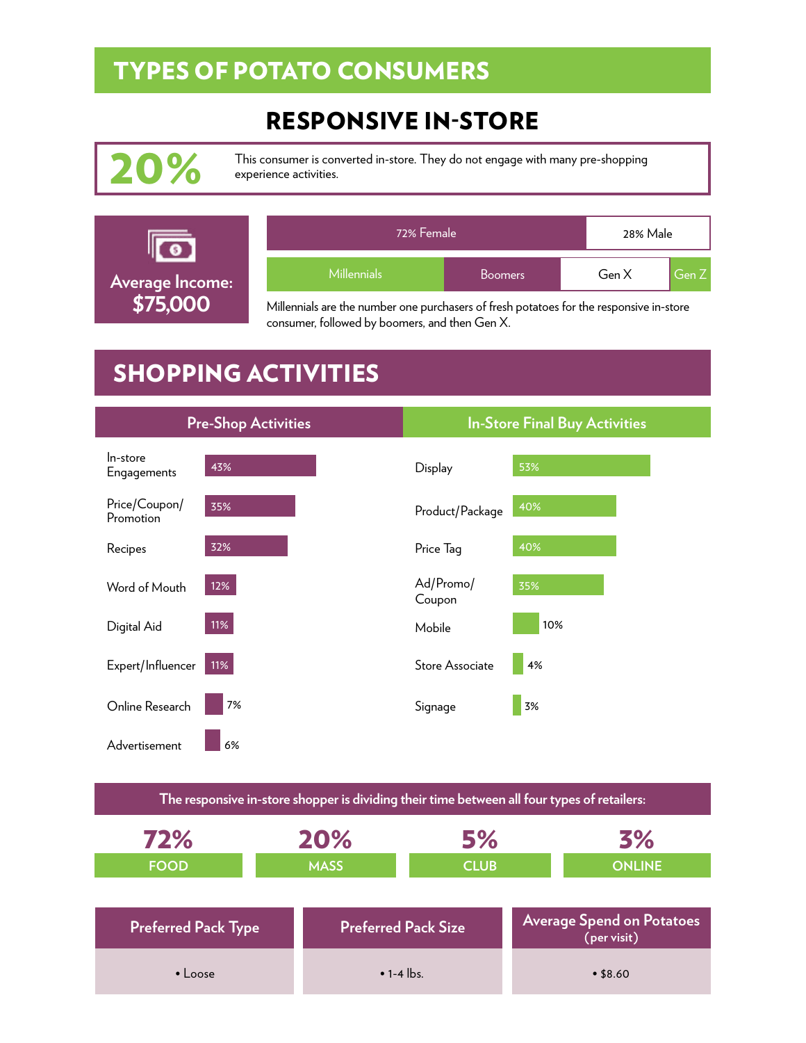# TYPES OF POTATO CONSUMERS

## RESPONSIVE IN-STORE

**20%** This consumer is converted in-store. They do not engage with many pre-shopping experience activities.

**Average Income: $75,000**

72% Female | 28% Male

Millennials | Boomers | Gen X | Gen Z

Millennials are the number one purchasers of fresh potatoes for the responsive in-store consumer, followed by boomers, and then Gen X.

## SHOPPING ACTIVITIES

| Pre-Shop Activities | | In-Store Final Buy Activities | |
|---|---|---|---|
| In-store Engagements | 43% | Display | 53% |
| Price/Coupon/ Promotion | 35% | Product/Package | 40% |
| Recipes | 32% | Price Tag | 40% |
| Word of Mouth | 12% | Ad/Promo/ Coupon | 35% |
| Digital Aid | 11% | Mobile | 10% |
| Expert/Influencer | 11% | Store Associate | 4% |
| Online Research | 7% | Signage | 3% |
| Advertisement | 6% | | |

**The responsive in-store shopper is dividing their time between all four types of retailers:**

| 72% | 20% | 5% | 3% |
|---|---|---|---|
| FOOD | MASS | CLUB | ONLINE |

| Preferred Pack Type | Preferred Pack Size | Average Spend on Potatoes (per visit) |
|---|---|---|
| • Loose | • 1-4 lbs. | • $8.60 |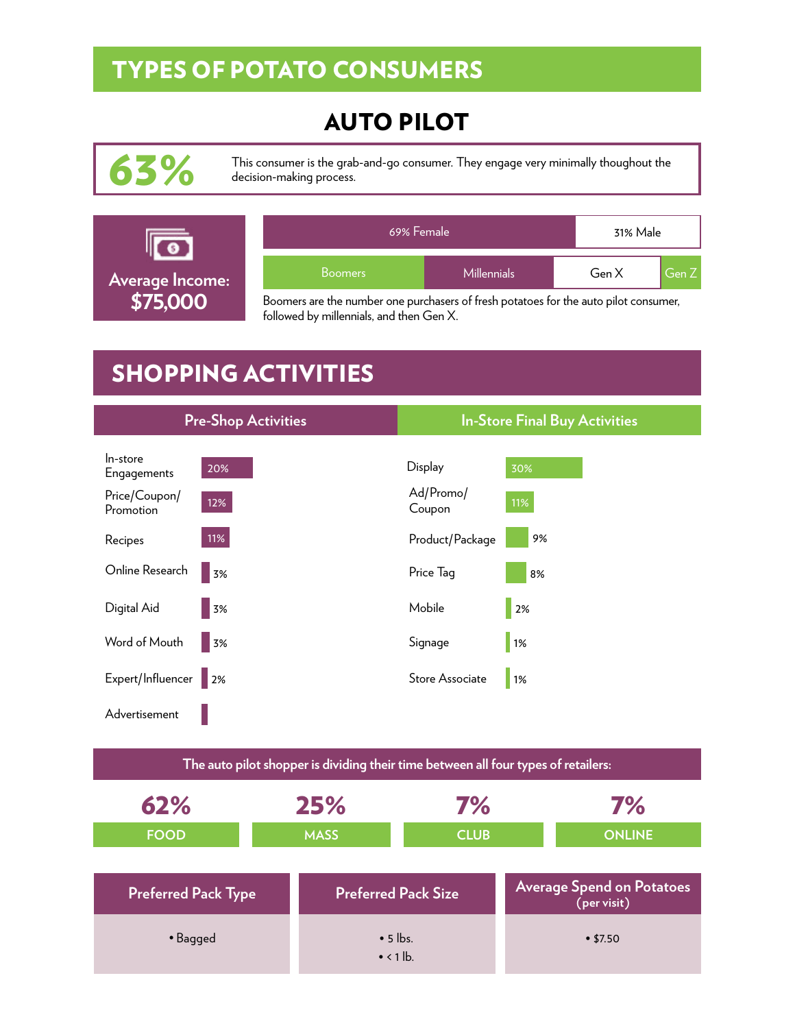# TYPES OF POTATO CONSUMERS

## AUTO PILOT

**63%** This consumer is the grab-and-go consumer. They engage very minimally thoughout the decision-making process.

**Average Income: $75,000**

69% Female | 31% Male

Boomers | Millennials | Gen X | Gen Z

Boomers are the number one purchasers of fresh potatoes for the auto pilot consumer, followed by millennials, and then Gen X.

# SHOPPING ACTIVITIES

| Pre-Shop Activities | | In-Store Final Buy Activities | |
|---|---|---|---|
| In-store Engagements | 20% | Display | 30% |
| Price/Coupon/ Promotion | 12% | Ad/Promo/ Coupon | 11% |
| Recipes | 11% | Product/Package | 9% |
| Online Research | 3% | Price Tag | 8% |
| Digital Aid | 3% | Mobile | 2% |
| Word of Mouth | 3% | Signage | 1% |
| Expert/Influencer | 2% | Store Associate | 1% |
| Advertisement | | | |

**The auto pilot shopper is dividing their time between all four types of retailers:**

| 62% | 25% | 7% | 7% |
|---|---|---|---|
| FOOD | MASS | CLUB | ONLINE |

| Preferred Pack Type | Preferred Pack Size | Average Spend on Potatoes (per visit) |
|---|---|---|
| • Bagged | • 5 lbs.<br>• < 1 lb. | • $7.50 |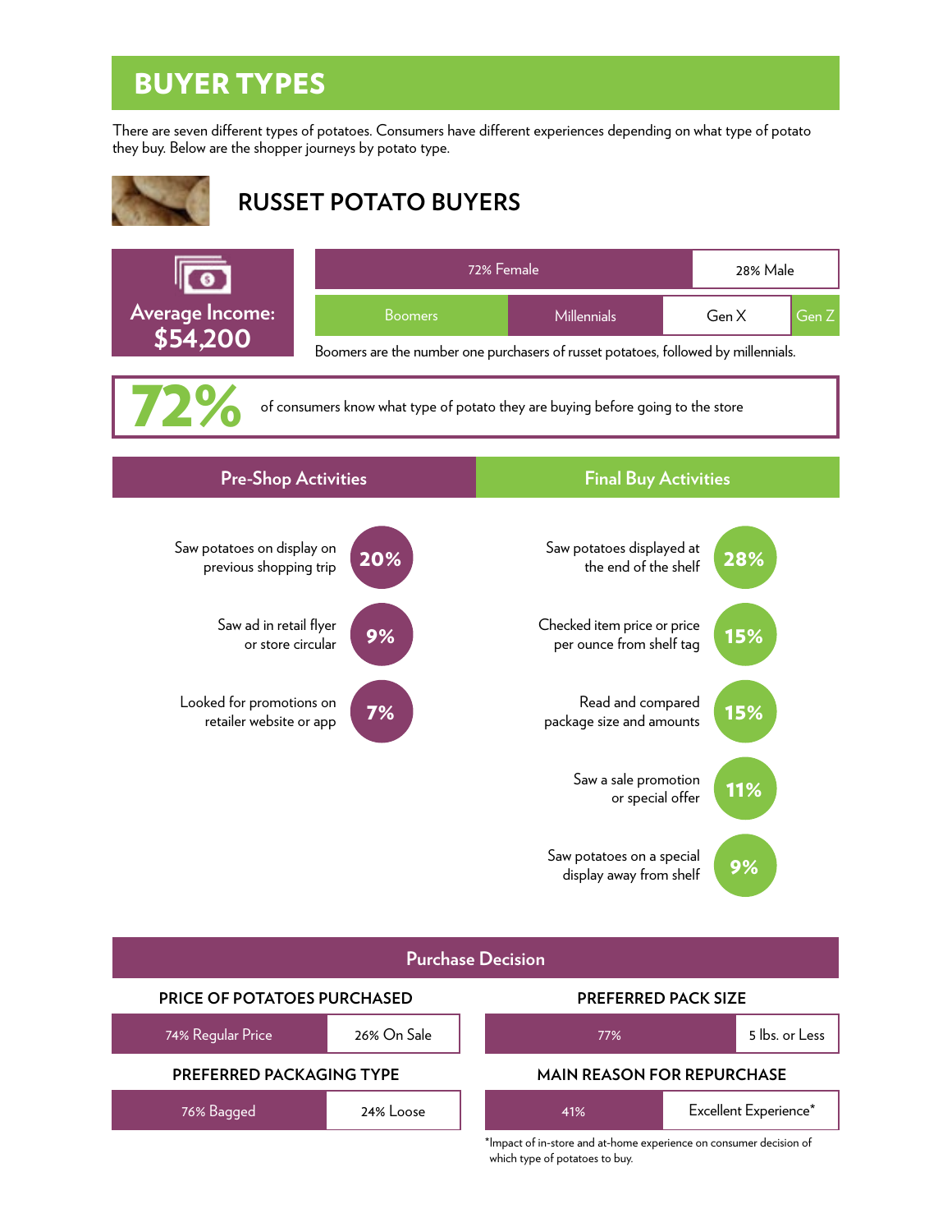# BUYER TYPES

There are seven different types of potatoes. Consumers have different experiences depending on what type of potato they buy. Below are the shopper journeys by potato type.

## RUSSET POTATO BUYERS

**Average Income: $54,200**

72% Female | 28% Male

Boomers | Millennials | Gen X | Gen Z

Boomers are the number one purchasers of russet potatoes, followed by millennials.

**72%** of consumers know what type of potato they are buying before going to the store

### Pre-Shop Activities

- Saw potatoes on display on previous shopping trip — **20%**
- Saw ad in retail flyer or store circular — **9%**
- Looked for promotions on retailer website or app — **7%**

### Final Buy Activities

- Saw potatoes displayed at the end of the shelf — **28%**
- Checked item price or price per ounce from shelf tag — **15%**
- Read and compared package size and amounts — **15%**
- Saw a sale promotion or special offer — **11%**
- Saw potatoes on a special display away from shelf — **9%**

### Purchase Decision

**PRICE OF POTATOES PURCHASED**

74% Regular Price | 26% On Sale

**PREFERRED PACK SIZE**

77% | 5 lbs. or Less

**PREFERRED PACKAGING TYPE**

76% Bagged | 24% Loose

**MAIN REASON FOR REPURCHASE**

41% | Excellent Experience*

*Impact of in-store and at-home experience on consumer decision of which type of potatoes to buy.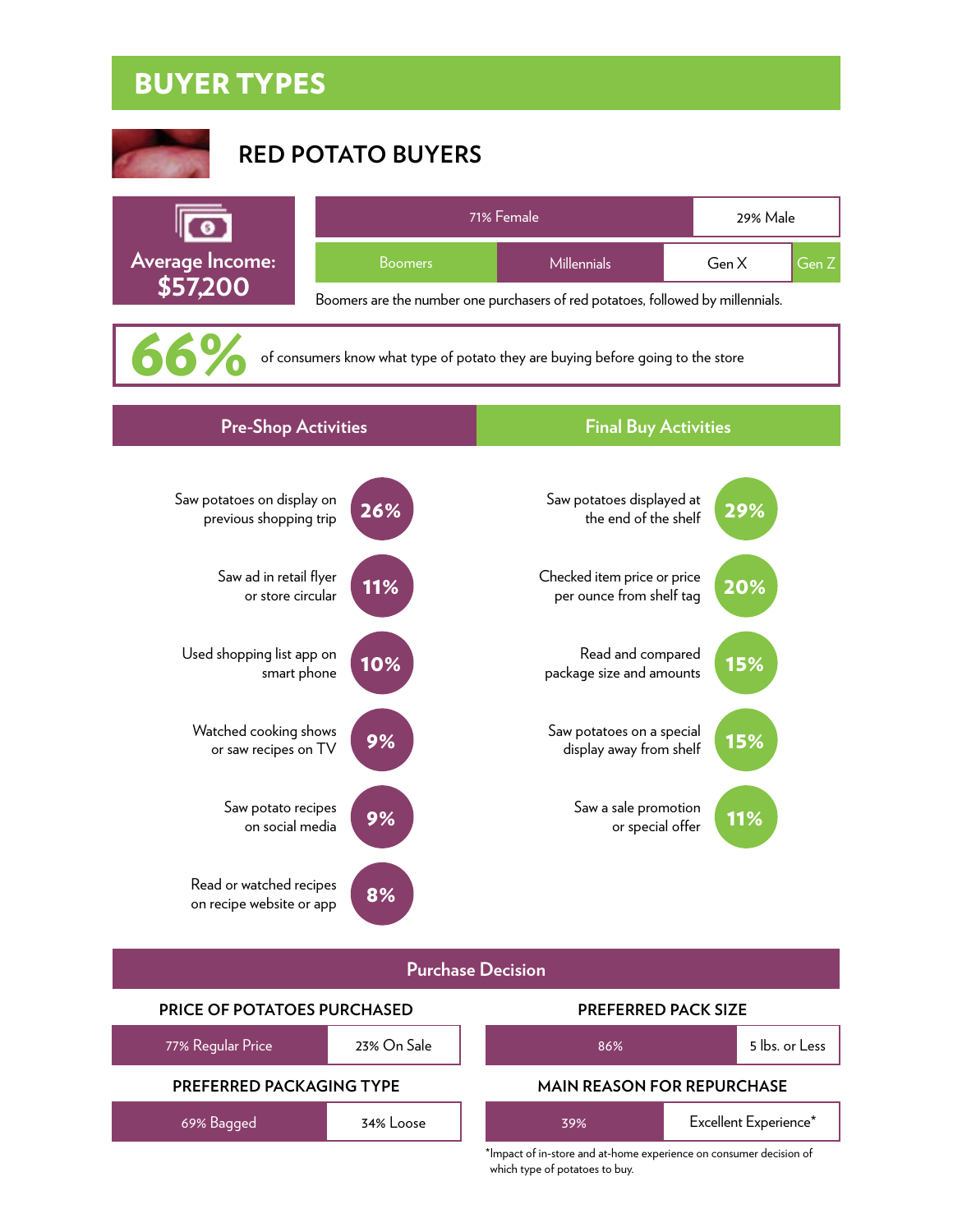# BUYER TYPES

## RED POTATO BUYERS

**Average Income: $57,200**

| 71% Female | 29% Male |
|---|---|

| Boomers | Millennials | Gen X | Gen Z |
|---|---|---|---|

Boomers are the number one purchasers of red potatoes, followed by millennials.

**66%** of consumers know what type of potato they are buying before going to the store

### Pre-Shop Activities

- Saw potatoes on display on previous shopping trip — **26%**
- Saw ad in retail flyer or store circular — **11%**
- Used shopping list app on smart phone — **10%**
- Watched cooking shows or saw recipes on TV — **9%**
- Saw potato recipes on social media — **9%**
- Read or watched recipes on recipe website or app — **8%**

### Final Buy Activities

- Saw potatoes displayed at the end of the shelf — **29%**
- Checked item price or price per ounce from shelf tag — **20%**
- Read and compared package size and amounts — **15%**
- Saw potatoes on a special display away from shelf — **15%**
- Saw a sale promotion or special offer — **11%**

### Purchase Decision

**PRICE OF POTATOES PURCHASED**

| 77% Regular Price | 23% On Sale |
|---|---|

**PREFERRED PACK SIZE**

| 86% | 5 lbs. or Less |
|---|---|

**PREFERRED PACKAGING TYPE**

| 69% Bagged | 34% Loose |
|---|---|

**MAIN REASON FOR REPURCHASE**

| 39% | Excellent Experience* |
|---|---|

*Impact of in-store and at-home experience on consumer decision of which type of potatoes to buy.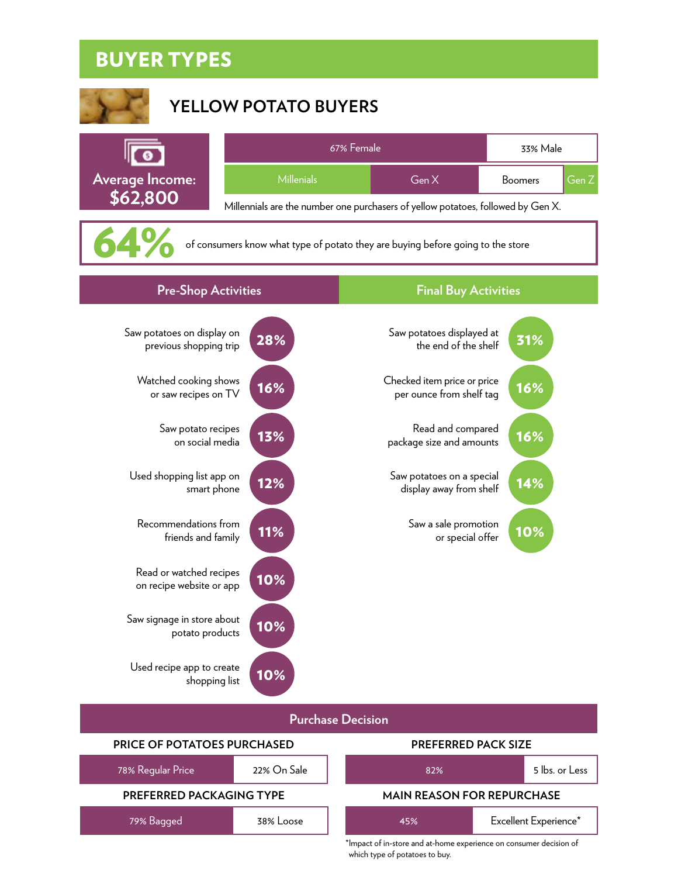# BUYER TYPES

## YELLOW POTATO BUYERS

**Average Income: $62,800**

| 67% Female | 33% Male |
|---|---|

| Millenials | Gen X | Boomers | Gen Z |
|---|---|---|---|

Millennials are the number one purchasers of yellow potatoes, followed by Gen X.

**64%** of consumers know what type of potato they are buying before going to the store

### Pre-Shop Activities

- Saw potatoes on display on previous shopping trip — **28%**
- Watched cooking shows or saw recipes on TV — **16%**
- Saw potato recipes on social media — **13%**
- Used shopping list app on smart phone — **12%**
- Recommendations from friends and family — **11%**
- Read or watched recipes on recipe website or app — **10%**
- Saw signage in store about potato products — **10%**
- Used recipe app to create shopping list — **10%**

### Final Buy Activities

- Saw potatoes displayed at the end of the shelf — **31%**
- Checked item price or price per ounce from shelf tag — **16%**
- Read and compared package size and amounts — **16%**
- Saw potatoes on a special display away from shelf — **14%**
- Saw a sale promotion or special offer — **10%**

### Purchase Decision

**PRICE OF POTATOES PURCHASED**

| 78% Regular Price | 22% On Sale |
|---|---|

**PREFERRED PACK SIZE**

| 82% | 5 lbs. or Less |
|---|---|

**PREFERRED PACKAGING TYPE**

| 79% Bagged | 38% Loose |
|---|---|

**MAIN REASON FOR REPURCHASE**

| 45% | Excellent Experience* |
|---|---|

*Impact of in-store and at-home experience on consumer decision of which type of potatoes to buy.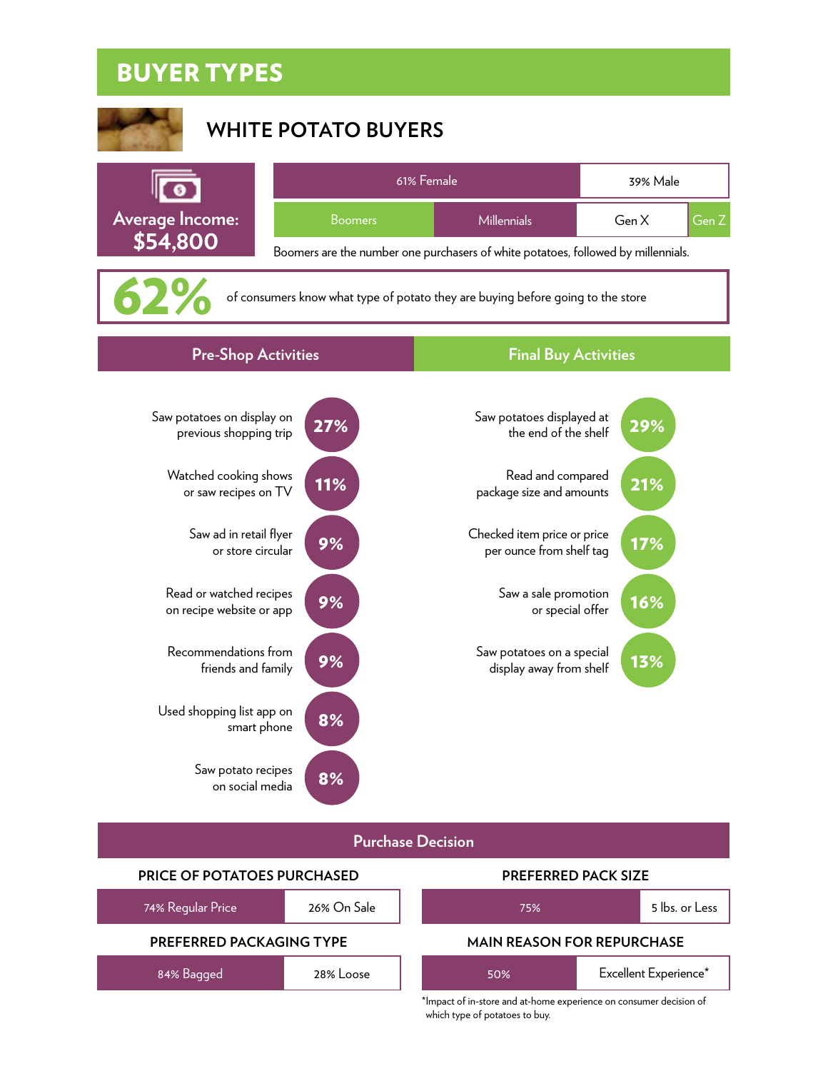# BUYER TYPES

## WHITE POTATO BUYERS

**Average Income: $54,800**

| 61% Female | 39% Male |
|---|---|

| Boomers | Millennials | Gen X | Gen Z |
|---|---|---|---|

Boomers are the number one purchasers of white potatoes, followed by millennials.

**62%** of consumers know what type of potato they are buying before going to the store

### Pre-Shop Activities

- Saw potatoes on display on previous shopping trip — **27%**
- Watched cooking shows or saw recipes on TV — **11%**
- Saw ad in retail flyer or store circular — **9%**
- Read or watched recipes on recipe website or app — **9%**
- Recommendations from friends and family — **9%**
- Used shopping list app on smart phone — **8%**
- Saw potato recipes on social media — **8%**

### Final Buy Activities

- Saw potatoes displayed at the end of the shelf — **29%**
- Read and compared package size and amounts — **21%**
- Checked item price or price per ounce from shelf tag — **17%**
- Saw a sale promotion or special offer — **16%**
- Saw potatoes on a special display away from shelf — **13%**

### Purchase Decision

**PRICE OF POTATOES PURCHASED**

| 74% Regular Price | 26% On Sale |
|---|---|

**PREFERRED PACK SIZE**

| 75% | 5 lbs. or Less |
|---|---|

**PREFERRED PACKAGING TYPE**

| 84% Bagged | 28% Loose |
|---|---|

**MAIN REASON FOR REPURCHASE**

| 50% | Excellent Experience* |
|---|---|

*Impact of in-store and at-home experience on consumer decision of which type of potatoes to buy.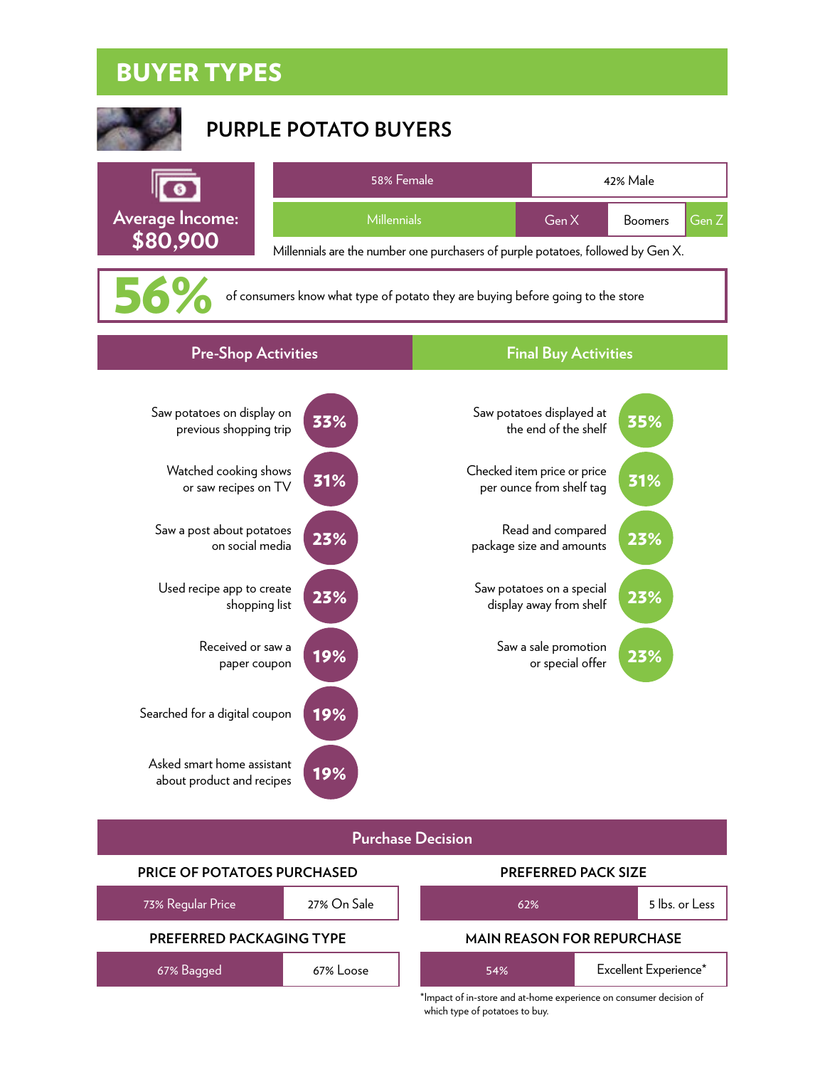# BUYER TYPES

## PURPLE POTATO BUYERS

**Average Income: $80,900**

| 58% Female | 42% Male |
| --- | --- |

| Millennials | Gen X | Boomers | Gen Z |
| --- | --- | --- | --- |

Millennials are the number one purchasers of purple potatoes, followed by Gen X.

**56%** of consumers know what type of potato they are buying before going to the store

### Pre-Shop Activities

- Saw potatoes on display on previous shopping trip **33%**
- Watched cooking shows or saw recipes on TV **31%**
- Saw a post about potatoes on social media **23%**
- Used recipe app to create shopping list **23%**
- Received or saw a paper coupon **19%**
- Searched for a digital coupon **19%**
- Asked smart home assistant about product and recipes **19%**

### Final Buy Activities

- Saw potatoes displayed at the end of the shelf **35%**
- Checked item price or price per ounce from shelf tag **31%**
- Read and compared package size and amounts **23%**
- Saw potatoes on a special display away from shelf **23%**
- Saw a sale promotion or special offer **23%**

### Purchase Decision

**PRICE OF POTATOES PURCHASED**

| 73% Regular Price | 27% On Sale |
| --- | --- |

**PREFERRED PACK SIZE**

| 62% | 5 lbs. or Less |
| --- | --- |

**PREFERRED PACKAGING TYPE**

| 67% Bagged | 67% Loose |
| --- | --- |

**MAIN REASON FOR REPURCHASE**

| 54% | Excellent Experience* |
| --- | --- |

*Impact of in-store and at-home experience on consumer decision of which type of potatoes to buy.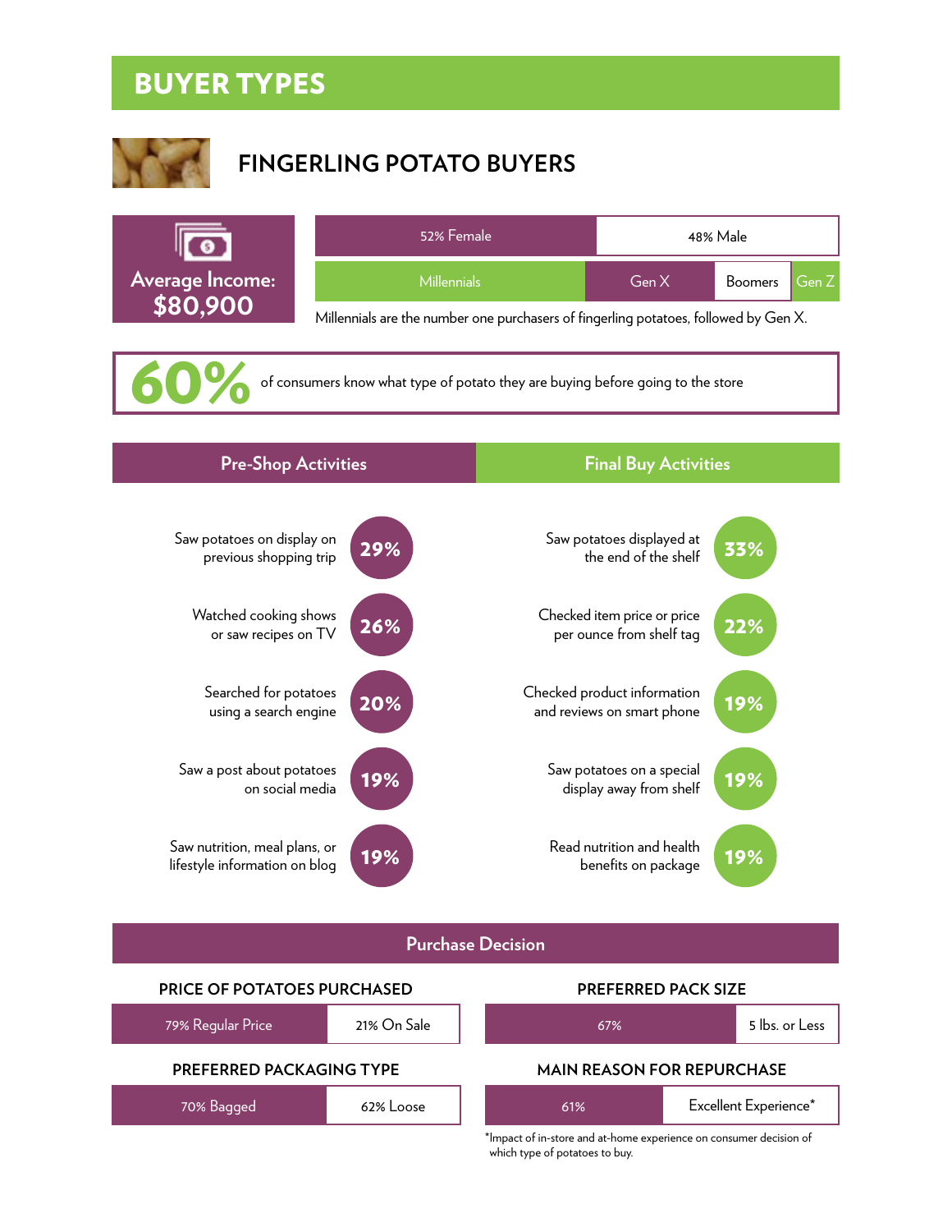# BUYER TYPES

## FINGERLING POTATO BUYERS

**Average Income: $80,900**

| 52% Female | 48% Male |
|---|---|

| Millennials | Gen X | Boomers | Gen Z |
|---|---|---|---|

Millennials are the number one purchasers of fingerling potatoes, followed by Gen X.

**60%** of consumers know what type of potato they are buying before going to the store

| Pre-Shop Activities | | Final Buy Activities | |
|---|---|---|---|
| Saw potatoes on display on previous shopping trip | 29% | Saw potatoes displayed at the end of the shelf | 33% |
| Watched cooking shows or saw recipes on TV | 26% | Checked item price or price per ounce from shelf tag | 22% |
| Searched for potatoes using a search engine | 20% | Checked product information and reviews on smart phone | 19% |
| Saw a post about potatoes on social media | 19% | Saw potatoes on a special display away from shelf | 19% |
| Saw nutrition, meal plans, or lifestyle information on blog | 19% | Read nutrition and health benefits on package | 19% |

### Purchase Decision

**PRICE OF POTATOES PURCHASED**

| 79% Regular Price | 21% On Sale |
|---|---|

**PREFERRED PACK SIZE**

| 67% | 5 lbs. or Less |
|---|---|

**PREFERRED PACKAGING TYPE**

| 70% Bagged | 62% Loose |
|---|---|

**MAIN REASON FOR REPURCHASE**

| 61% | Excellent Experience* |
|---|---|

*Impact of in-store and at-home experience on consumer decision of which type of potatoes to buy.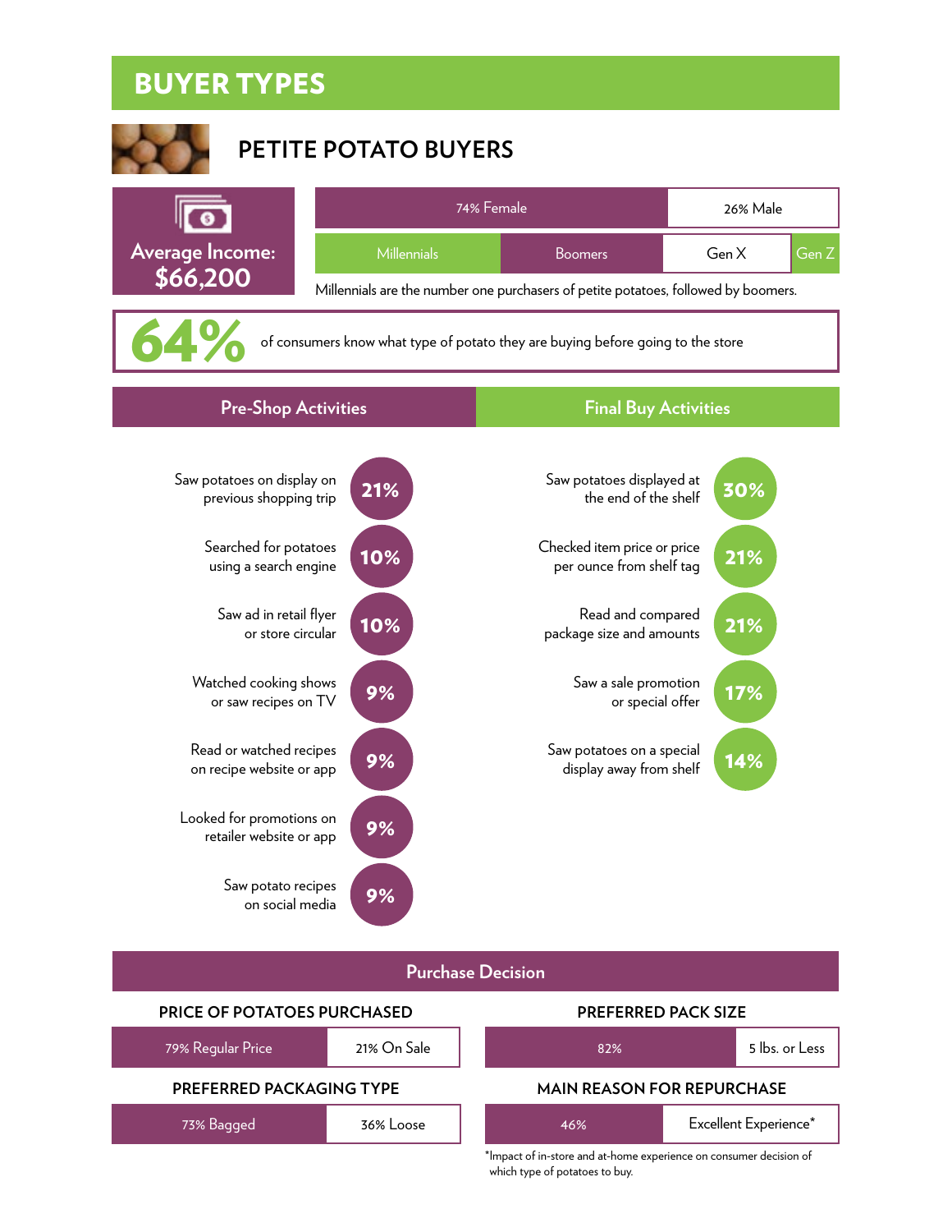# BUYER TYPES

## PETITE POTATO BUYERS

**Average Income: $66,200**

| 74% Female | 26% Male |
|---|---|

| Millennials | Boomers | Gen X | Gen Z |
|---|---|---|---|

Millennials are the number one purchasers of petite potatoes, followed by boomers.

**64%** of consumers know what type of potato they are buying before going to the store

### Pre-Shop Activities

- Saw potatoes on display on previous shopping trip — **21%**
- Searched for potatoes using a search engine — **10%**
- Saw ad in retail flyer or store circular — **10%**
- Watched cooking shows or saw recipes on TV — **9%**
- Read or watched recipes on recipe website or app — **9%**
- Looked for promotions on retailer website or app — **9%**
- Saw potato recipes on social media — **9%**

### Final Buy Activities

- Saw potatoes displayed at the end of the shelf — **30%**
- Checked item price or price per ounce from shelf tag — **21%**
- Read and compared package size and amounts — **21%**
- Saw a sale promotion or special offer — **17%**
- Saw potatoes on a special display away from shelf — **14%**

### Purchase Decision

**PRICE OF POTATOES PURCHASED**

| 79% Regular Price | 21% On Sale |
|---|---|

**PREFERRED PACK SIZE**

| 82% | 5 lbs. or Less |
|---|---|

**PREFERRED PACKAGING TYPE**

| 73% Bagged | 36% Loose |
|---|---|

**MAIN REASON FOR REPURCHASE**

| 46% | Excellent Experience* |
|---|---|

*Impact of in-store and at-home experience on consumer decision of which type of potatoes to buy.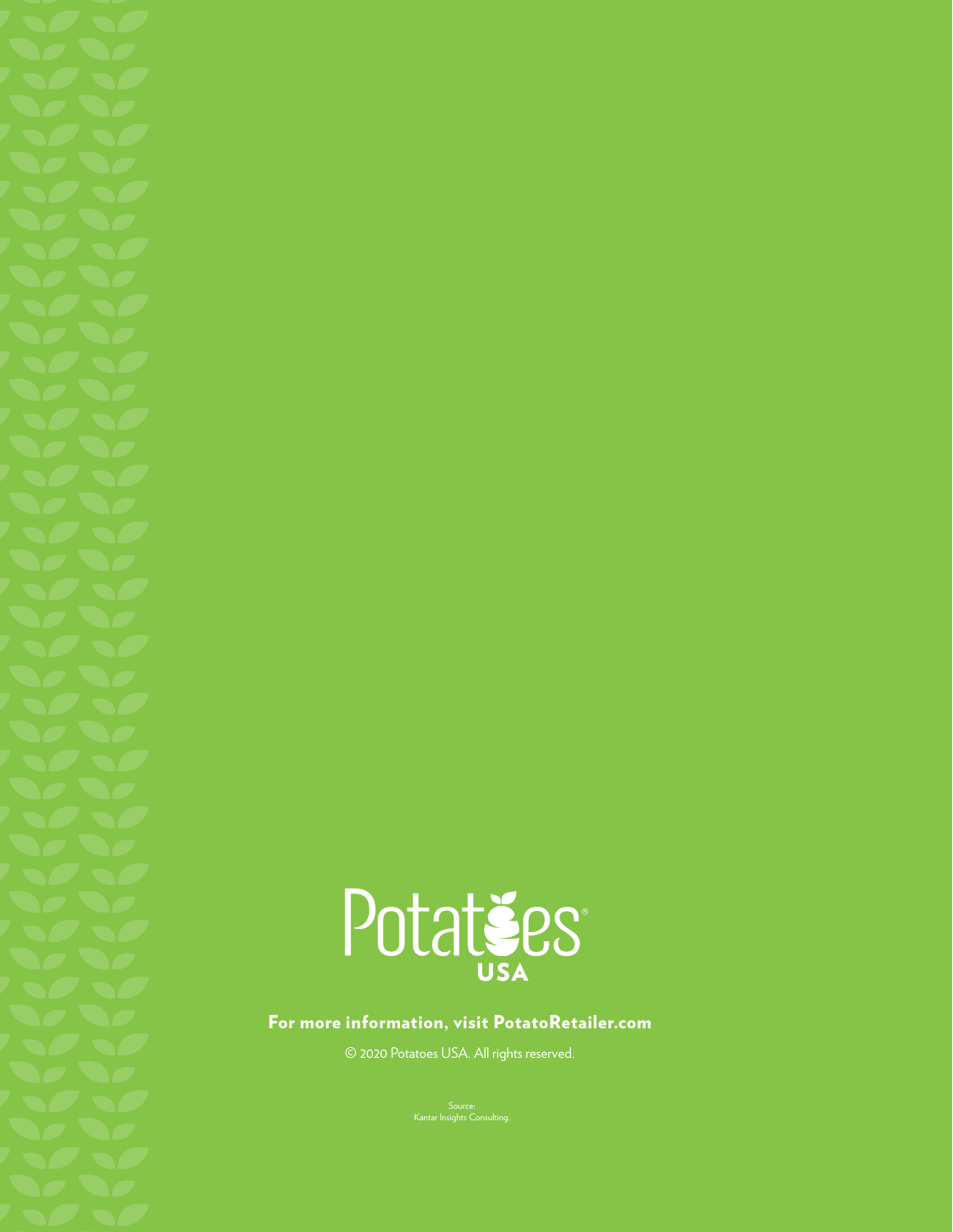Potatoes USA

**For more information, visit PotatoRetailer.com**

© 2020 Potatoes USA. All rights reserved.

Source:
Kantar Insights Consulting.